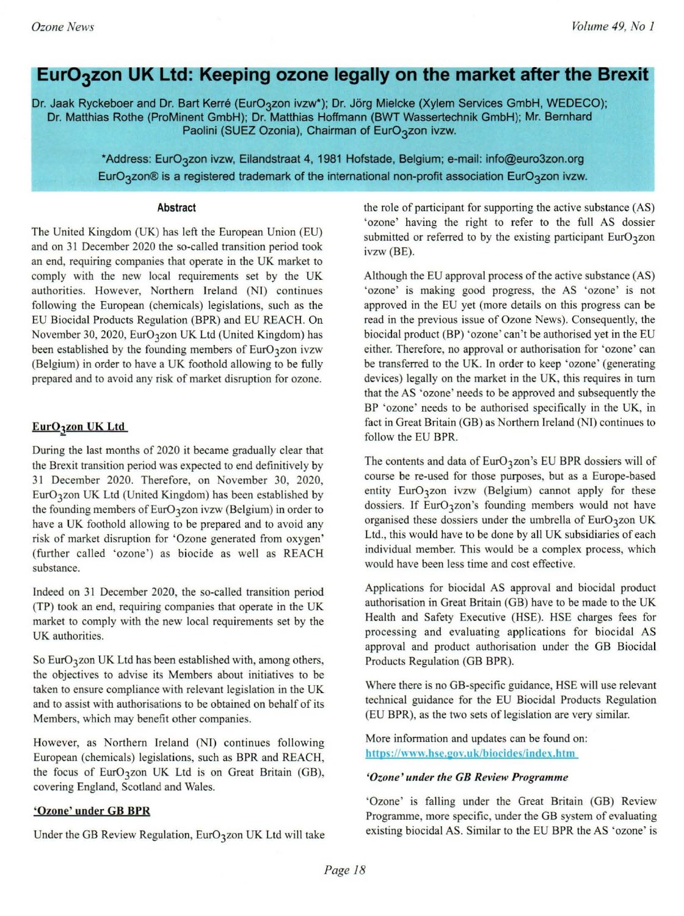# EurO$_3$zon UK Ltd: Keeping ozone legally on the market after the Brexit

Dr. Jaak Ryckeboer and Dr. Bart Kerré (EurO$_3$zon ivzw*); Dr. Jörg Mielcke (Xylem Services GmbH, WEDECO); Dr. Matthias Rothe (ProMinent GmbH); Dr. Matthias Hoffmann (BWT Wassertechnik GmbH); Mr. Bernhard Paolini (SUEZ Ozonia), Chairman of EurO$_3$zon ivzw.

*Address: EurO$_3$zon ivzw, Eilandstraat 4, 1981 Hofstade, Belgium; e-mail: info@euro3zon.org
EurO$_3$zon® is a registered trademark of the international non-profit association EurO$_3$zon ivzw.

### Abstract

The United Kingdom (UK) has left the European Union (EU) and on 31 December 2020 the so-called transition period took an end, requiring companies that operate in the UK market to comply with the new local requirements set by the UK authorities. However, Northern Ireland (NI) continues following the European (chemicals) legislations, such as the EU Biocidal Products Regulation (BPR) and EU REACH. On November 30, 2020, EurO$_3$zon UK Ltd (United Kingdom) has been established by the founding members of EurO$_3$zon ivzw (Belgium) in order to have a UK foothold allowing to be fully prepared and to avoid any risk of market disruption for ozone.

## EurO$_3$zon UK Ltd

During the last months of 2020 it became gradually clear that the Brexit transition period was expected to end definitively by 31 December 2020. Therefore, on November 30, 2020, EurO$_3$zon UK Ltd (United Kingdom) has been established by the founding members of EurO$_3$zon ivzw (Belgium) in order to have a UK foothold allowing to be prepared and to avoid any risk of market disruption for 'Ozone generated from oxygen' (further called 'ozone') as biocide as well as REACH substance.

Indeed on 31 December 2020, the so-called transition period (TP) took an end, requiring companies that operate in the UK market to comply with the new local requirements set by the UK authorities.

So EurO$_3$zon UK Ltd has been established with, among others, the objectives to advise its Members about initiatives to be taken to ensure compliance with relevant legislation in the UK and to assist with authorisations to be obtained on behalf of its Members, which may benefit other companies.

However, as Northern Ireland (NI) continues following European (chemicals) legislations, such as BPR and REACH, the focus of EurO$_3$zon UK Ltd is on Great Britain (GB), covering England, Scotland and Wales.

## 'Ozone' under GB BPR

Under the GB Review Regulation, EurO$_3$zon UK Ltd will take the role of participant for supporting the active substance (AS) 'ozone' having the right to refer to the full AS dossier submitted or referred to by the existing participant EurO$_3$zon ivzw (BE).

Although the EU approval process of the active substance (AS) 'ozone' is making good progress, the AS 'ozone' is not approved in the EU yet (more details on this progress can be read in the previous issue of Ozone News). Consequently, the biocidal product (BP) 'ozone' can't be authorised yet in the EU either. Therefore, no approval or authorisation for 'ozone' can be transferred to the UK. In order to keep 'ozone' (generating devices) legally on the market in the UK, this requires in turn that the AS 'ozone' needs to be approved and subsequently the BP 'ozone' needs to be authorised specifically in the UK, in fact in Great Britain (GB) as Northern Ireland (NI) continues to follow the EU BPR.

The contents and data of EurO$_3$zon's EU BPR dossiers will of course be re-used for those purposes, but as a Europe-based entity EurO$_3$zon ivzw (Belgium) cannot apply for these dossiers. If EurO$_3$zon's founding members would not have organised these dossiers under the umbrella of EurO$_3$zon UK Ltd., this would have to be done by all UK subsidiaries of each individual member. This would be a complex process, which would have been less time and cost effective.

Applications for biocidal AS approval and biocidal product authorisation in Great Britain (GB) have to be made to the UK Health and Safety Executive (HSE). HSE charges fees for processing and evaluating applications for biocidal AS approval and product authorisation under the GB Biocidal Products Regulation (GB BPR).

Where there is no GB-specific guidance, HSE will use relevant technical guidance for the EU Biocidal Products Regulation (EU BPR), as the two sets of legislation are very similar.

More information and updates can be found on: https://www.hse.gov.uk/biocides/index.htm

### *'Ozone' under the GB Review Programme*

'Ozone' is falling under the Great Britain (GB) Review Programme, more specific, under the GB system of evaluating existing biocidal AS. Similar to the EU BPR the AS 'ozone' is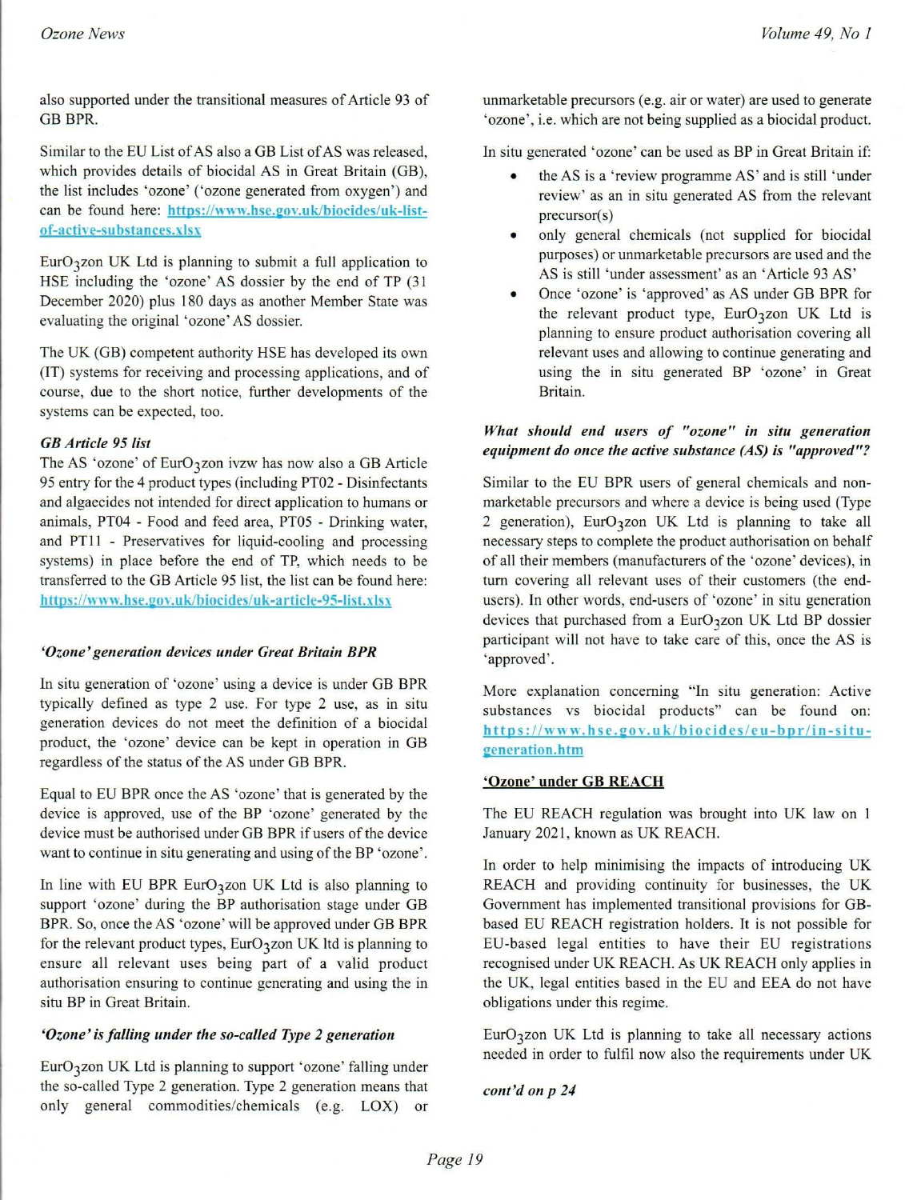also supported under the transitional measures of Article 93 of GB BPR.

Similar to the EU List of AS also a GB List of AS was released, which provides details of biocidal AS in Great Britain (GB), the list includes 'ozone' ('ozone generated from oxygen') and can be found here: https://www.hse.gov.uk/biocides/uk-list-of-active-substances.xlsx

Eur$O_3$zon UK Ltd is planning to submit a full application to HSE including the 'ozone' AS dossier by the end of TP (31 December 2020) plus 180 days as another Member State was evaluating the original 'ozone' AS dossier.

The UK (GB) competent authority HSE has developed its own (IT) systems for receiving and processing applications, and of course, due to the short notice, further developments of the systems can be expected, too.

### *GB Article 95 list*

The AS 'ozone' of Eur$O_3$zon ivzw has now also a GB Article 95 entry for the 4 product types (including PT02 - Disinfectants and algaecides not intended for direct application to humans or animals, PT04 - Food and feed area, PT05 - Drinking water, and PT11 - Preservatives for liquid-cooling and processing systems) in place before the end of TP, which needs to be transferred to the GB Article 95 list, the list can be found here: https://www.hse.gov.uk/biocides/uk-article-95-list.xlsx

### *'Ozone' generation devices under Great Britain BPR*

In situ generation of 'ozone' using a device is under GB BPR typically defined as type 2 use. For type 2 use, as in situ generation devices do not meet the definition of a biocidal product, the 'ozone' device can be kept in operation in GB regardless of the status of the AS under GB BPR.

Equal to EU BPR once the AS 'ozone' that is generated by the device is approved, use of the BP 'ozone' generated by the device must be authorised under GB BPR if users of the device want to continue in situ generating and using of the BP 'ozone'.

In line with EU BPR Eur$O_3$zon UK Ltd is also planning to support 'ozone' during the BP authorisation stage under GB BPR. So, once the AS 'ozone' will be approved under GB BPR for the relevant product types, Eur$O_3$zon UK ltd is planning to ensure all relevant uses being part of a valid product authorisation ensuring to continue generating and using the in situ BP in Great Britain.

### *'Ozone' is falling under the so-called Type 2 generation*

Eur$O_3$zon UK Ltd is planning to support 'ozone' falling under the so-called Type 2 generation. Type 2 generation means that only general commodities/chemicals (e.g. LOX) or unmarketable precursors (e.g. air or water) are used to generate 'ozone', i.e. which are not being supplied as a biocidal product.

In situ generated 'ozone' can be used as BP in Great Britain if:

- the AS is a 'review programme AS' and is still 'under review' as an in situ generated AS from the relevant precursor(s)
- only general chemicals (not supplied for biocidal purposes) or unmarketable precursors are used and the AS is still 'under assessment' as an 'Article 93 AS'
- Once 'ozone' is 'approved' as AS under GB BPR for the relevant product type, Eur$O_3$zon UK Ltd is planning to ensure product authorisation covering all relevant uses and allowing to continue generating and using the in situ generated BP 'ozone' in Great Britain.

### *What should end users of "ozone" in situ generation equipment do once the active substance (AS) is "approved"?*

Similar to the EU BPR users of general chemicals and non-marketable precursors and where a device is being used (Type 2 generation), Eur$O_3$zon UK Ltd is planning to take all necessary steps to complete the product authorisation on behalf of all their members (manufacturers of the 'ozone' devices), in turn covering all relevant uses of their customers (the end-users). In other words, end-users of 'ozone' in situ generation devices that purchased from a Eur$O_3$zon UK Ltd BP dossier participant will not have to take care of this, once the AS is 'approved'.

More explanation concerning "In situ generation: Active substances vs biocidal products" can be found on: https://www.hse.gov.uk/biocides/eu-bpr/in-situ-generation.htm

### 'Ozone' under GB REACH

The EU REACH regulation was brought into UK law on 1 January 2021, known as UK REACH.

In order to help minimising the impacts of introducing UK REACH and providing continuity for businesses, the UK Government has implemented transitional provisions for GB-based EU REACH registration holders. It is not possible for EU-based legal entities to have their EU registrations recognised under UK REACH. As UK REACH only applies in the UK, legal entities based in the EU and EEA do not have obligations under this regime.

Eur$O_3$zon UK Ltd is planning to take all necessary actions needed in order to fulfil now also the requirements under UK

***cont'd on p 24***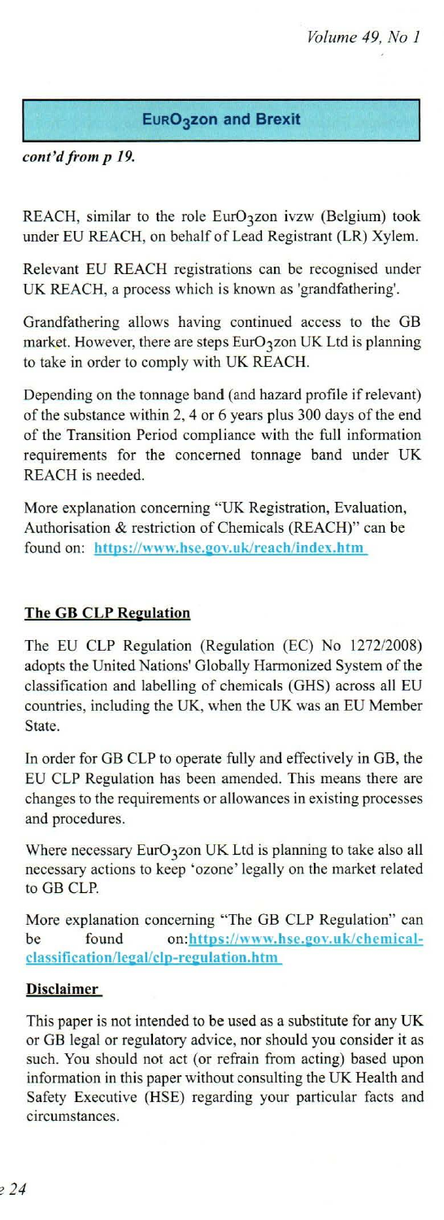## EurO$_3$zon and Brexit

*cont'd from p 19.*

REACH, similar to the role EurO$_3$zon ivzw (Belgium) took under EU REACH, on behalf of Lead Registrant (LR) Xylem.

Relevant EU REACH registrations can be recognised under UK REACH, a process which is known as 'grandfathering'.

Grandfathering allows having continued access to the GB market. However, there are steps EurO$_3$zon UK Ltd is planning to take in order to comply with UK REACH.

Depending on the tonnage band (and hazard profile if relevant) of the substance within 2, 4 or 6 years plus 300 days of the end of the Transition Period compliance with the full information requirements for the concerned tonnage band under UK REACH is needed.

More explanation concerning "UK Registration, Evaluation, Authorisation & restriction of Chemicals (REACH)" can be found on: https://www.hse.gov.uk/reach/index.htm

### The GB CLP Regulation

The EU CLP Regulation (Regulation (EC) No 1272/2008) adopts the United Nations' Globally Harmonized System of the classification and labelling of chemicals (GHS) across all EU countries, including the UK, when the UK was an EU Member State.

In order for GB CLP to operate fully and effectively in GB, the EU CLP Regulation has been amended. This means there are changes to the requirements or allowances in existing processes and procedures.

Where necessary EurO$_3$zon UK Ltd is planning to take also all necessary actions to keep 'ozone' legally on the market related to GB CLP.

More explanation concerning "The GB CLP Regulation" can be found on: https://www.hse.gov.uk/chemical-classification/legal/clp-regulation.htm

### Disclaimer

This paper is not intended to be used as a substitute for any UK or GB legal or regulatory advice, nor should you consider it as such. You should not act (or refrain from acting) based upon information in this paper without consulting the UK Health and Safety Executive (HSE) regarding your particular facts and circumstances.